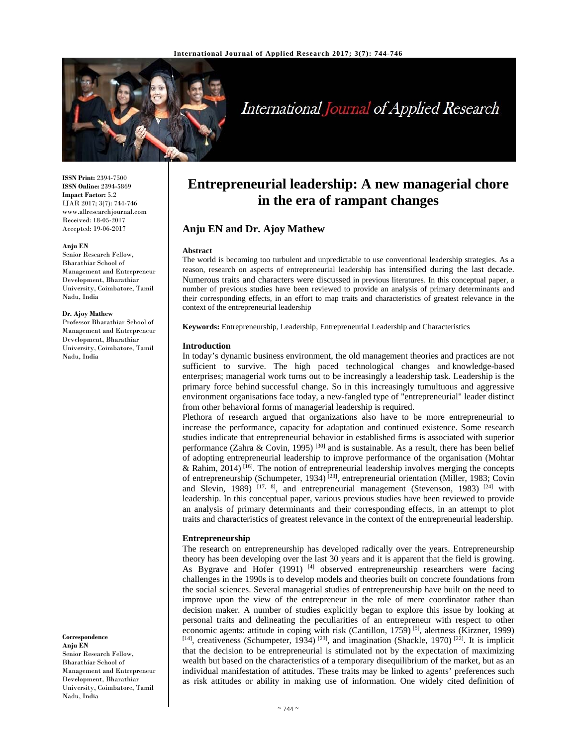# Entrepreneurial leadership: A new managerial chore in the era of rampant changes

**Anju EN and Dr. Ajoy Mathew**

**ISSN Print:** 2394-7500
**ISSN Online:** 2394-5869
**Impact Factor:** 5.2
IJAR 2017; 3(7): 744-746
www.allresearchjournal.com
Received: 18-05-2017
Accepted: 19-06-2017

**Anju EN**
Senior Research Fellow, Bharathiar School of Management and Entrepreneur Development, Bharathiar University, Coimbatore, Tamil Nadu, India

**Dr. Ajoy Mathew**
Professor Bharathiar School of Management and Entrepreneur Development, Bharathiar University, Coimbatore, Tamil Nadu, India

**Correspondence**
**Anju EN**
Senior Research Fellow, Bharathiar School of Management and Entrepreneur Development, Bharathiar University, Coimbatore, Tamil Nadu, India

**Abstract**

The world is becoming too turbulent and unpredictable to use conventional leadership strategies. As a reason, research on aspects of entrepreneurial leadership has intensified during the last decade. Numerous traits and characters were discussed in previous literatures. In this conceptual paper, a number of previous studies have been reviewed to provide an analysis of primary determinants and their corresponding effects, in an effort to map traits and characteristics of greatest relevance in the context of the entrepreneurial leadership

**Keywords:** Entrepreneurship, Leadership, Entrepreneurial Leadership and Characteristics

## Introduction

In today's dynamic business environment, the old management theories and practices are not sufficient to survive. The high paced technological changes and knowledge-based enterprises; managerial work turns out to be increasingly a leadership task. Leadership is the primary force behind successful change. So in this increasingly tumultuous and aggressive environment organisations face today, a new-fangled type of "entrepreneurial" leader distinct from other behavioral forms of managerial leadership is required.

Plethora of research argued that organizations also have to be more entrepreneurial to increase the performance, capacity for adaptation and continued existence. Some research studies indicate that entrepreneurial behavior in established firms is associated with superior performance (Zahra & Covin, 1995) [30] and is sustainable. As a result, there has been belief of adopting entrepreneurial leadership to improve performance of the organisation (Mohtar & Rahim, 2014) [16]. The notion of entrepreneurial leadership involves merging the concepts of entrepreneurship (Schumpeter, 1934) [23], entrepreneurial orientation (Miller, 1983; Covin and Slevin, 1989) [17, 8], and entrepreneurial management (Stevenson, 1983) [24] with leadership. In this conceptual paper, various previous studies have been reviewed to provide an analysis of primary determinants and their corresponding effects, in an attempt to plot traits and characteristics of greatest relevance in the context of the entrepreneurial leadership.

## Entrepreneurship

The research on entrepreneurship has developed radically over the years. Entrepreneurship theory has been developing over the last 30 years and it is apparent that the field is growing. As Bygrave and Hofer (1991) [4] observed entrepreneurship researchers were facing challenges in the 1990s is to develop models and theories built on concrete foundations from the social sciences. Several managerial studies of entrepreneurship have built on the need to improve upon the view of the entrepreneur in the role of mere coordinator rather than decision maker. A number of studies explicitly began to explore this issue by looking at personal traits and delineating the peculiarities of an entrepreneur with respect to other economic agents: attitude in coping with risk (Cantillon, 1759) [5], alertness (Kirzner, 1999) [14], creativeness (Schumpeter, 1934) [23], and imagination (Shackle, 1970) [22]. It is implicit that the decision to be entrepreneurial is stimulated not by the expectation of maximizing wealth but based on the characteristics of a temporary disequilibrium of the market, but as an individual manifestation of attitudes. These traits may be linked to agents' preferences such as risk attitudes or ability in making use of information. One widely cited definition of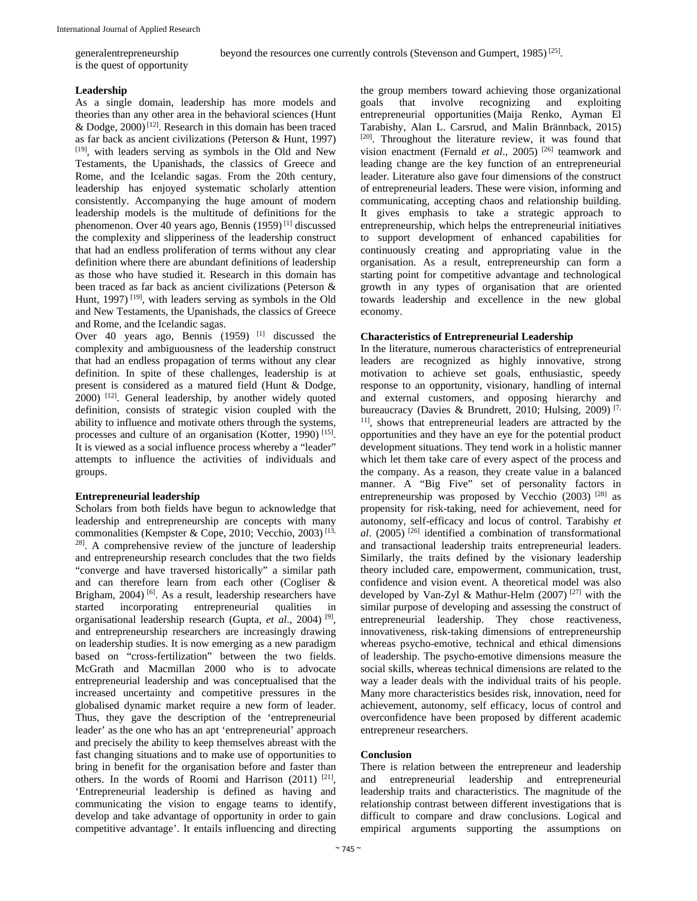generalentrepreneurship is the quest of opportunity beyond the resources one currently controls (Stevenson and Gumpert, 1985) [25].

**Leadership**

As a single domain, leadership has more models and theories than any other area in the behavioral sciences (Hunt & Dodge, 2000) [12]. Research in this domain has been traced as far back as ancient civilizations (Peterson & Hunt, 1997) [19], with leaders serving as symbols in the Old and New Testaments, the Upanishads, the classics of Greece and Rome, and the Icelandic sagas. From the 20th century, leadership has enjoyed systematic scholarly attention consistently. Accompanying the huge amount of modern leadership models is the multitude of definitions for the phenomenon. Over 40 years ago, Bennis (1959) [1] discussed the complexity and slipperiness of the leadership construct that had an endless proliferation of terms without any clear definition where there are abundant definitions of leadership as those who have studied it. Research in this domain has been traced as far back as ancient civilizations (Peterson & Hunt, 1997) [19], with leaders serving as symbols in the Old and New Testaments, the Upanishads, the classics of Greece and Rome, and the Icelandic sagas.

Over 40 years ago, Bennis (1959) [1] discussed the complexity and ambiguousness of the leadership construct that had an endless propagation of terms without any clear definition. In spite of these challenges, leadership is at present is considered as a matured field (Hunt & Dodge, 2000) [12]. General leadership, by another widely quoted definition, consists of strategic vision coupled with the ability to influence and motivate others through the systems, processes and culture of an organisation (Kotter, 1990) [15]. It is viewed as a social influence process whereby a "leader" attempts to influence the activities of individuals and groups.

**Entrepreneurial leadership**

Scholars from both fields have begun to acknowledge that leadership and entrepreneurship are concepts with many commonalities (Kempster & Cope, 2010; Vecchio, 2003) [13, 28]. A comprehensive review of the juncture of leadership and entrepreneurship research concludes that the two fields "converge and have traversed historically" a similar path and can therefore learn from each other (Cogliser & Brigham, 2004) [6]. As a result, leadership researchers have started incorporating entrepreneurial qualities in organisational leadership research (Gupta, *et al*., 2004) [9], and entrepreneurship researchers are increasingly drawing on leadership studies. It is now emerging as a new paradigm based on "cross-fertilization" between the two fields. McGrath and Macmillan 2000 who is to advocate entrepreneurial leadership and was conceptualised that the increased uncertainty and competitive pressures in the globalised dynamic market require a new form of leader. Thus, they gave the description of the 'entrepreneurial leader' as the one who has an apt 'entrepreneurial' approach and precisely the ability to keep themselves abreast with the fast changing situations and to make use of opportunities to bring in benefit for the organisation before and faster than others. In the words of Roomi and Harrison (2011) [21], 'Entrepreneurial leadership is defined as having and communicating the vision to engage teams to identify, develop and take advantage of opportunity in order to gain competitive advantage'. It entails influencing and directing the group members toward achieving those organizational goals that involve recognizing and exploiting entrepreneurial opportunities (Maija Renko, Ayman El Tarabishy, Alan L. Carsrud, and Malin Brännback, 2015) [20]. Throughout the literature review, it was found that vision enactment (Fernald *et al*., 2005) [26] teamwork and leading change are the key function of an entrepreneurial leader. Literature also gave four dimensions of the construct of entrepreneurial leaders. These were vision, informing and communicating, accepting chaos and relationship building. It gives emphasis to take a strategic approach to entrepreneurship, which helps the entrepreneurial initiatives to support development of enhanced capabilities for continuously creating and appropriating value in the organisation. As a result, entrepreneurship can form a starting point for competitive advantage and technological growth in any types of organisation that are oriented towards leadership and excellence in the new global economy.

**Characteristics of Entrepreneurial Leadership**

In the literature, numerous characteristics of entrepreneurial leaders are recognized as highly innovative, strong motivation to achieve set goals, enthusiastic, speedy response to an opportunity, visionary, handling of internal and external customers, and opposing hierarchy and bureaucracy (Davies & Brundrett, 2010; Hulsing, 2009) [7, 11], shows that entrepreneurial leaders are attracted by the opportunities and they have an eye for the potential product development situations. They tend work in a holistic manner which let them take care of every aspect of the process and the company. As a reason, they create value in a balanced manner. A "Big Five" set of personality factors in entrepreneurship was proposed by Vecchio (2003) [28] as propensity for risk-taking, need for achievement, need for autonomy, self-efficacy and locus of control. Tarabishy *et al*. (2005) [26] identified a combination of transformational and transactional leadership traits entrepreneurial leaders. Similarly, the traits defined by the visionary leadership theory included care, empowerment, communication, trust, confidence and vision event. A theoretical model was also developed by Van-Zyl & Mathur-Helm (2007) [27] with the similar purpose of developing and assessing the construct of entrepreneurial leadership. They chose reactiveness, innovativeness, risk-taking dimensions of entrepreneurship whereas psycho-emotive, technical and ethical dimensions of leadership. The psycho-emotive dimensions measure the social skills, whereas technical dimensions are related to the way a leader deals with the individual traits of his people. Many more characteristics besides risk, innovation, need for achievement, autonomy, self efficacy, locus of control and overconfidence have been proposed by different academic entrepreneur researchers.

**Conclusion**

There is relation between the entrepreneur and leadership and entrepreneurial leadership and entrepreneurial leadership traits and characteristics. The magnitude of the relationship contrast between different investigations that is difficult to compare and draw conclusions. Logical and empirical arguments supporting the assumptions on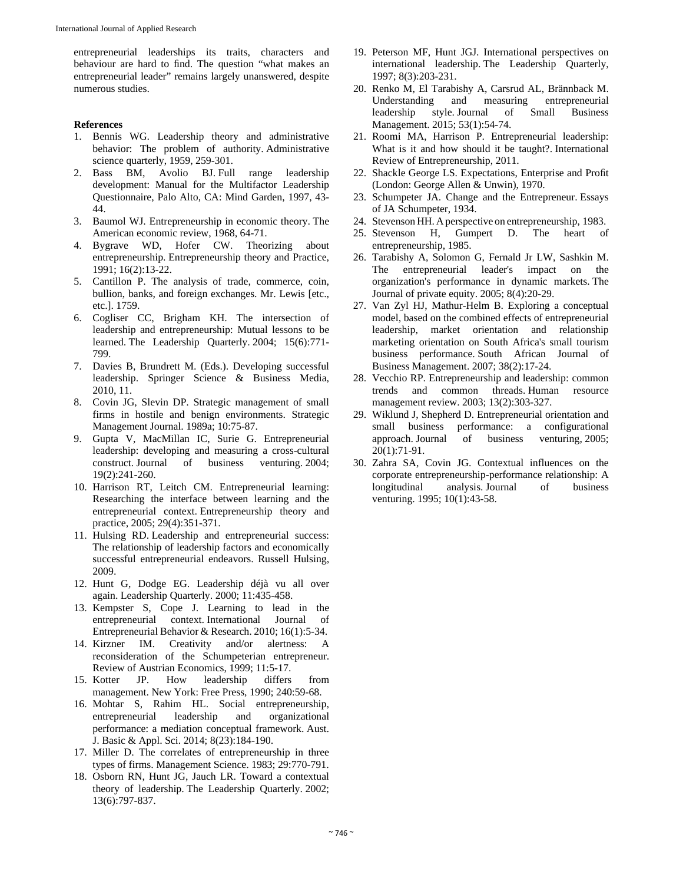entrepreneurial leaderships its traits, characters and behaviour are hard to find. The question "what makes an entrepreneurial leader" remains largely unanswered, despite numerous studies.

## References

1. Bennis WG. Leadership theory and administrative behavior: The problem of authority. Administrative science quarterly, 1959, 259-301.
2. Bass BM, Avolio BJ. Full range leadership development: Manual for the Multifactor Leadership Questionnaire, Palo Alto, CA: Mind Garden, 1997, 43-44.
3. Baumol WJ. Entrepreneurship in economic theory. The American economic review, 1968, 64-71.
4. Bygrave WD, Hofer CW. Theorizing about entrepreneurship. Entrepreneurship theory and Practice, 1991; 16(2):13-22.
5. Cantillon P. The analysis of trade, commerce, coin, bullion, banks, and foreign exchanges. Mr. Lewis [etc., etc.]. 1759.
6. Cogliser CC, Brigham KH. The intersection of leadership and entrepreneurship: Mutual lessons to be learned. The Leadership Quarterly. 2004; 15(6):771-799.
7. Davies B, Brundrett M. (Eds.). Developing successful leadership. Springer Science & Business Media, 2010, 11.
8. Covin JG, Slevin DP. Strategic management of small firms in hostile and benign environments. Strategic Management Journal. 1989a; 10:75-87.
9. Gupta V, MacMillan IC, Surie G. Entrepreneurial leadership: developing and measuring a cross-cultural construct. Journal of business venturing. 2004; 19(2):241-260.
10. Harrison RT, Leitch CM. Entrepreneurial learning: Researching the interface between learning and the entrepreneurial context. Entrepreneurship theory and practice, 2005; 29(4):351-371.
11. Hulsing RD. Leadership and entrepreneurial success: The relationship of leadership factors and economically successful entrepreneurial endeavors. Russell Hulsing, 2009.
12. Hunt G, Dodge EG. Leadership déjà vu all over again. Leadership Quarterly. 2000; 11:435-458.
13. Kempster S, Cope J. Learning to lead in the entrepreneurial context. International Journal of Entrepreneurial Behavior & Research. 2010; 16(1):5-34.
14. Kirzner IM. Creativity and/or alertness: A reconsideration of the Schumpeterian entrepreneur. Review of Austrian Economics, 1999; 11:5-17.
15. Kotter JP. How leadership differs from management. New York: Free Press, 1990; 240:59-68.
16. Mohtar S, Rahim HL. Social entrepreneurship, entrepreneurial leadership and organizational performance: a mediation conceptual framework. Aust. J. Basic & Appl. Sci. 2014; 8(23):184-190.
17. Miller D. The correlates of entrepreneurship in three types of firms. Management Science. 1983; 29:770-791.
18. Osborn RN, Hunt JG, Jauch LR. Toward a contextual theory of leadership. The Leadership Quarterly. 2002; 13(6):797-837.
19. Peterson MF, Hunt JGJ. International perspectives on international leadership. The Leadership Quarterly, 1997; 8(3):203-231.
20. Renko M, El Tarabishy A, Carsrud AL, Brännback M. Understanding and measuring entrepreneurial leadership style. Journal of Small Business Management. 2015; 53(1):54-74.
21. Roomi MA, Harrison P. Entrepreneurial leadership: What is it and how should it be taught?. International Review of Entrepreneurship, 2011.
22. Shackle George LS. Expectations, Enterprise and Profit (London: George Allen & Unwin), 1970.
23. Schumpeter JA. Change and the Entrepreneur. Essays of JA Schumpeter, 1934.
24. Stevenson HH. A perspective on entrepreneurship, 1983.
25. Stevenson H, Gumpert D. The heart of entrepreneurship, 1985.
26. Tarabishy A, Solomon G, Fernald Jr LW, Sashkin M. The entrepreneurial leader's impact on the organization's performance in dynamic markets. The Journal of private equity. 2005; 8(4):20-29.
27. Van Zyl HJ, Mathur-Helm B. Exploring a conceptual model, based on the combined effects of entrepreneurial leadership, market orientation and relationship marketing orientation on South Africa's small tourism business performance. South African Journal of Business Management. 2007; 38(2):17-24.
28. Vecchio RP. Entrepreneurship and leadership: common trends and common threads. Human resource management review. 2003; 13(2):303-327.
29. Wiklund J, Shepherd D. Entrepreneurial orientation and small business performance: a configurational approach. Journal of business venturing, 2005; 20(1):71-91.
30. Zahra SA, Covin JG. Contextual influences on the corporate entrepreneurship-performance relationship: A longitudinal analysis. Journal of business venturing. 1995; 10(1):43-58.